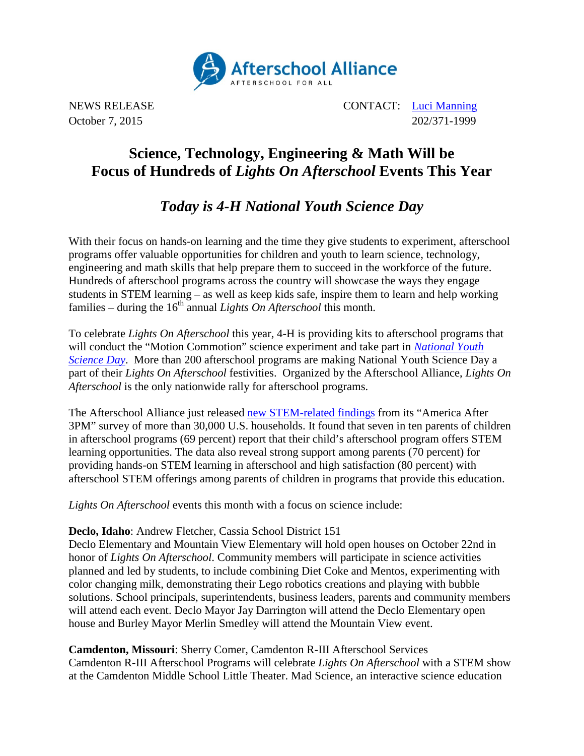Afterschool Alliance
AFTERSCHOOL FOR ALL

NEWS RELEASE
October 7, 2015

CONTACT: Luci Manning
202/371-1999

# Science, Technology, Engineering & Math Will be Focus of Hundreds of *Lights On Afterschool* Events This Year

## *Today is 4-H National Youth Science Day*

With their focus on hands-on learning and the time they give students to experiment, afterschool programs offer valuable opportunities for children and youth to learn science, technology, engineering and math skills that help prepare them to succeed in the workforce of the future. Hundreds of afterschool programs across the country will showcase the ways they engage students in STEM learning – as well as keep kids safe, inspire them to learn and help working families – during the 16th annual *Lights On Afterschool* this month.

To celebrate *Lights On Afterschool* this year, 4-H is providing kits to afterschool programs that will conduct the "Motion Commotion" science experiment and take part in *National Youth Science Day*. More than 200 afterschool programs are making National Youth Science Day a part of their *Lights On Afterschool* festivities. Organized by the Afterschool Alliance, *Lights On Afterschool* is the only nationwide rally for afterschool programs.

The Afterschool Alliance just released new STEM-related findings from its "America After 3PM" survey of more than 30,000 U.S. households. It found that seven in ten parents of children in afterschool programs (69 percent) report that their child's afterschool program offers STEM learning opportunities. The data also reveal strong support among parents (70 percent) for providing hands-on STEM learning in afterschool and high satisfaction (80 percent) with afterschool STEM offerings among parents of children in programs that provide this education.

*Lights On Afterschool* events this month with a focus on science include:

**Declo, Idaho**: Andrew Fletcher, Cassia School District 151
Declo Elementary and Mountain View Elementary will hold open houses on October 22nd in honor of *Lights On Afterschool*. Community members will participate in science activities planned and led by students, to include combining Diet Coke and Mentos, experimenting with color changing milk, demonstrating their Lego robotics creations and playing with bubble solutions. School principals, superintendents, business leaders, parents and community members will attend each event. Declo Mayor Jay Darrington will attend the Declo Elementary open house and Burley Mayor Merlin Smedley will attend the Mountain View event.

**Camdenton, Missouri**: Sherry Comer, Camdenton R-III Afterschool Services
Camdenton R-III Afterschool Programs will celebrate *Lights On Afterschool* with a STEM show at the Camdenton Middle School Little Theater. Mad Science, an interactive science education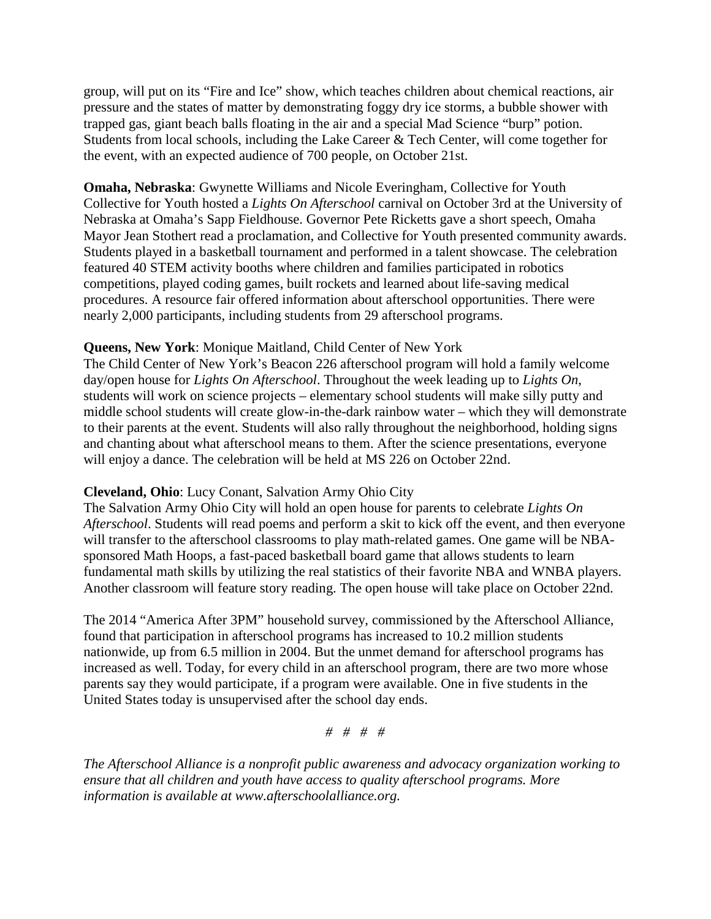group, will put on its "Fire and Ice" show, which teaches children about chemical reactions, air pressure and the states of matter by demonstrating foggy dry ice storms, a bubble shower with trapped gas, giant beach balls floating in the air and a special Mad Science "burp" potion. Students from local schools, including the Lake Career & Tech Center, will come together for the event, with an expected audience of 700 people, on October 21st.

**Omaha, Nebraska**: Gwynette Williams and Nicole Everingham, Collective for Youth
Collective for Youth hosted a *Lights On Afterschool* carnival on October 3rd at the University of Nebraska at Omaha's Sapp Fieldhouse. Governor Pete Ricketts gave a short speech, Omaha Mayor Jean Stothert read a proclamation, and Collective for Youth presented community awards. Students played in a basketball tournament and performed in a talent showcase. The celebration featured 40 STEM activity booths where children and families participated in robotics competitions, played coding games, built rockets and learned about life-saving medical procedures. A resource fair offered information about afterschool opportunities. There were nearly 2,000 participants, including students from 29 afterschool programs.

**Queens, New York**: Monique Maitland, Child Center of New York
The Child Center of New York's Beacon 226 afterschool program will hold a family welcome day/open house for *Lights On Afterschool*. Throughout the week leading up to *Lights On*, students will work on science projects – elementary school students will make silly putty and middle school students will create glow-in-the-dark rainbow water – which they will demonstrate to their parents at the event. Students will also rally throughout the neighborhood, holding signs and chanting about what afterschool means to them. After the science presentations, everyone will enjoy a dance. The celebration will be held at MS 226 on October 22nd.

**Cleveland, Ohio**: Lucy Conant, Salvation Army Ohio City
The Salvation Army Ohio City will hold an open house for parents to celebrate *Lights On Afterschool*. Students will read poems and perform a skit to kick off the event, and then everyone will transfer to the afterschool classrooms to play math-related games. One game will be NBA-sponsored Math Hoops, a fast-paced basketball board game that allows students to learn fundamental math skills by utilizing the real statistics of their favorite NBA and WNBA players. Another classroom will feature story reading. The open house will take place on October 22nd.

The 2014 "America After 3PM" household survey, commissioned by the Afterschool Alliance, found that participation in afterschool programs has increased to 10.2 million students nationwide, up from 6.5 million in 2004. But the unmet demand for afterschool programs has increased as well. Today, for every child in an afterschool program, there are two more whose parents say they would participate, if a program were available. One in five students in the United States today is unsupervised after the school day ends.

*# # # #*

*The Afterschool Alliance is a nonprofit public awareness and advocacy organization working to ensure that all children and youth have access to quality afterschool programs. More information is available at www.afterschoolalliance.org.*